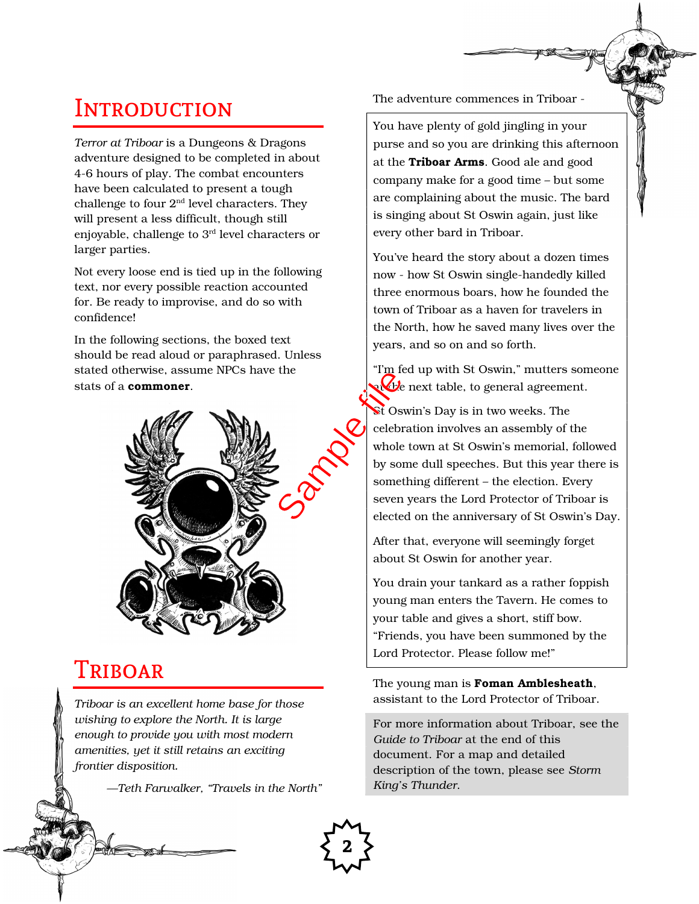# Introduction

*Terror at Triboar* is a Dungeons & Dragons adventure designed to be completed in about 4-6 hours of play. The combat encounters have been calculated to present a tough challenge to four 2nd level characters. They will present a less difficult, though still enjoyable, challenge to 3rd level characters or larger parties.

Not every loose end is tied up in the following text, nor every possible reaction accounted for. Be ready to improvise, and do so with confidence!

In the following sections, the boxed text should be read aloud or paraphrased. Unless stated otherwise, assume NPCs have the stats of a **commoner**.

# Triboar

*Triboar is an excellent home base for those wishing to explore the North. It is large enough to provide you with most modern amenities, yet it still retains an exciting frontier disposition.*

*—Teth Farwalker, "Travels in the North"*

The adventure commences in Triboar -

> You have plenty of gold jingling in your purse and so you are drinking this afternoon at the **Triboar Arms**. Good ale and good company make for a good time – but some are complaining about the music. The bard is singing about St Oswin again, just like every other bard in Triboar.
>
> You've heard the story about a dozen times now - how St Oswin single-handedly killed three enormous boars, how he founded the town of Triboar as a haven for travelers in the North, how he saved many lives over the years, and so on and so forth.
>
> "I'm fed up with St Oswin," mutters someone at the next table, to general agreement.
>
> St Oswin's Day is in two weeks. The celebration involves an assembly of the whole town at St Oswin's memorial, followed by some dull speeches. But this year there is something different – the election. Every seven years the Lord Protector of Triboar is elected on the anniversary of St Oswin's Day.
>
> After that, everyone will seemingly forget about St Oswin for another year.
>
> You drain your tankard as a rather foppish young man enters the Tavern. He comes to your table and gives a short, stiff bow. "Friends, you have been summoned by the Lord Protector. Please follow me!"

The young man is **Foman Amblesheath**, assistant to the Lord Protector of Triboar.

> For more information about Triboar, see the *Guide to Triboar* at the end of this document. For a map and detailed description of the town, please see *Storm King's Thunder*.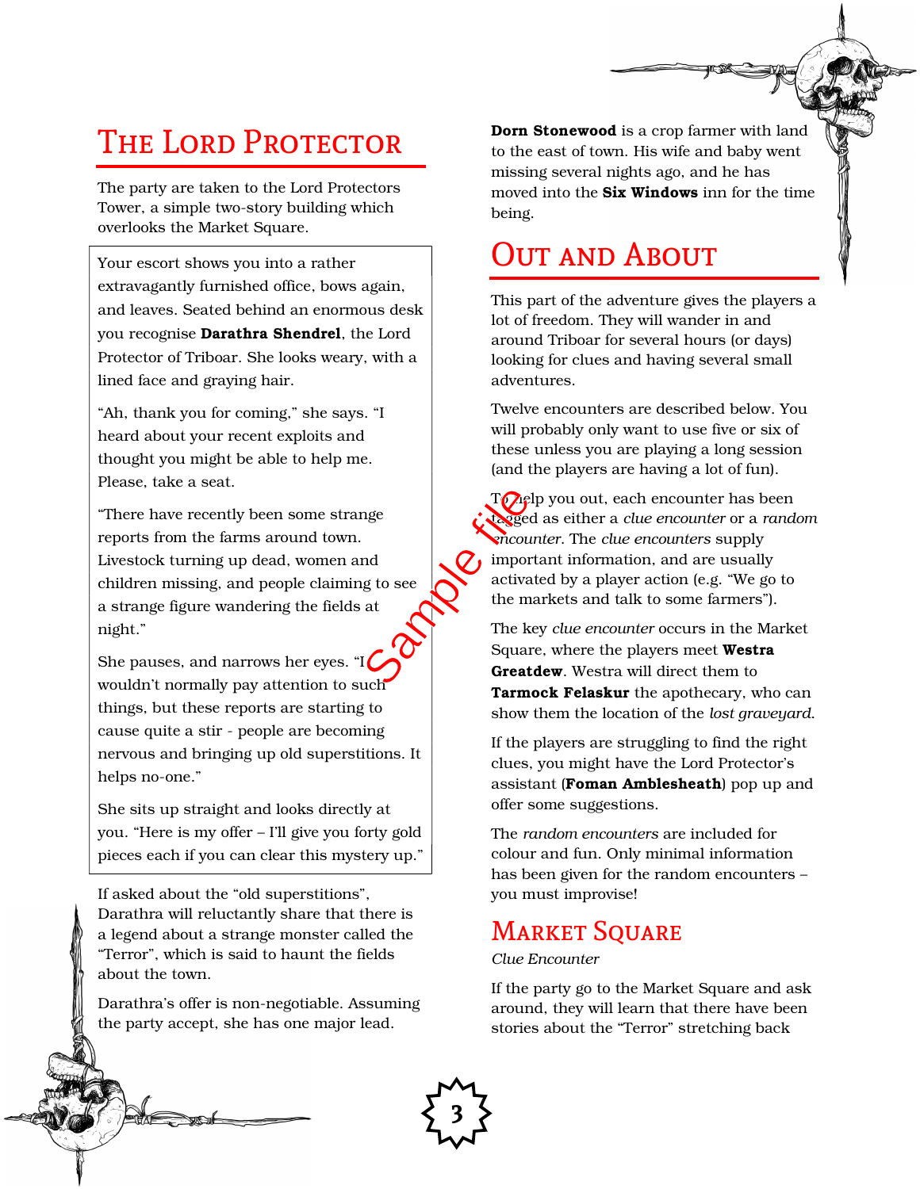# The Lord Protector

The party are taken to the Lord Protectors Tower, a simple two-story building which overlooks the Market Square.

> Your escort shows you into a rather extravagantly furnished office, bows again, and leaves. Seated behind an enormous desk you recognise **Darathra Shendrel**, the Lord Protector of Triboar. She looks weary, with a lined face and graying hair.
>
> “Ah, thank you for coming,” she says. “I heard about your recent exploits and thought you might be able to help me. Please, take a seat.
>
> “There have recently been some strange reports from the farms around town. Livestock turning up dead, women and children missing, and people claiming to see a strange figure wandering the fields at night.”
>
> She pauses, and narrows her eyes. “I wouldn’t normally pay attention to such things, but these reports are starting to cause quite a stir - people are becoming nervous and bringing up old superstitions. It helps no-one.”
>
> She sits up straight and looks directly at you. “Here is my offer – I’ll give you forty gold pieces each if you can clear this mystery up.”

If asked about the “old superstitions”, Darathra will reluctantly share that there is a legend about a strange monster called the “Terror”, which is said to haunt the fields about the town.

Darathra’s offer is non-negotiable. Assuming the party accept, she has one major lead.

**Dorn Stonewood** is a crop farmer with land to the east of town. His wife and baby went missing several nights ago, and he has moved into the **Six Windows** inn for the time being.

# Out and About

This part of the adventure gives the players a lot of freedom. They will wander in and around Triboar for several hours (or days) looking for clues and having several small adventures.

Twelve encounters are described below. You will probably only want to use five or six of these unless you are playing a long session (and the players are having a lot of fun).

To help you out, each encounter has been tagged as either a *clue encounter* or a *random encounter*. The *clue encounters* supply important information, and are usually activated by a player action (e.g. “We go to the markets and talk to some farmers”).

The key *clue encounter* occurs in the Market Square, where the players meet **Westra Greatdew**. Westra will direct them to **Tarmock Felaskur** the apothecary, who can show them the location of the *lost graveyard*.

If the players are struggling to find the right clues, you might have the Lord Protector’s assistant (**Foman Amblesheath**) pop up and offer some suggestions.

The *random encounters* are included for colour and fun. Only minimal information has been given for the random encounters – you must improvise!

## Market Square

*Clue Encounter*

If the party go to the Market Square and ask around, they will learn that there have been stories about the “Terror” stretching back